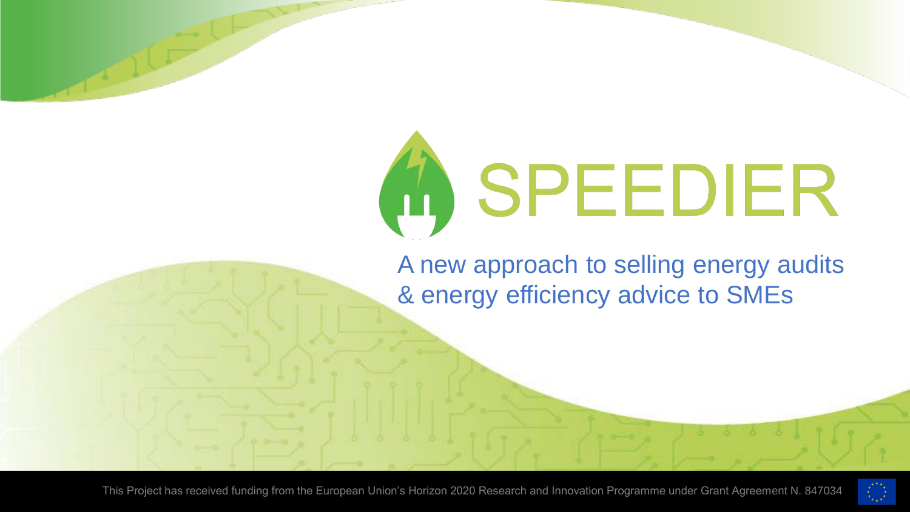# SPEEDIER

A new approach to selling energy audits & energy efficiency advice to SMEs

This Project has received funding from the European Union's Horizon 2020 Research and Innovation Programme under Grant Agreement N. 847034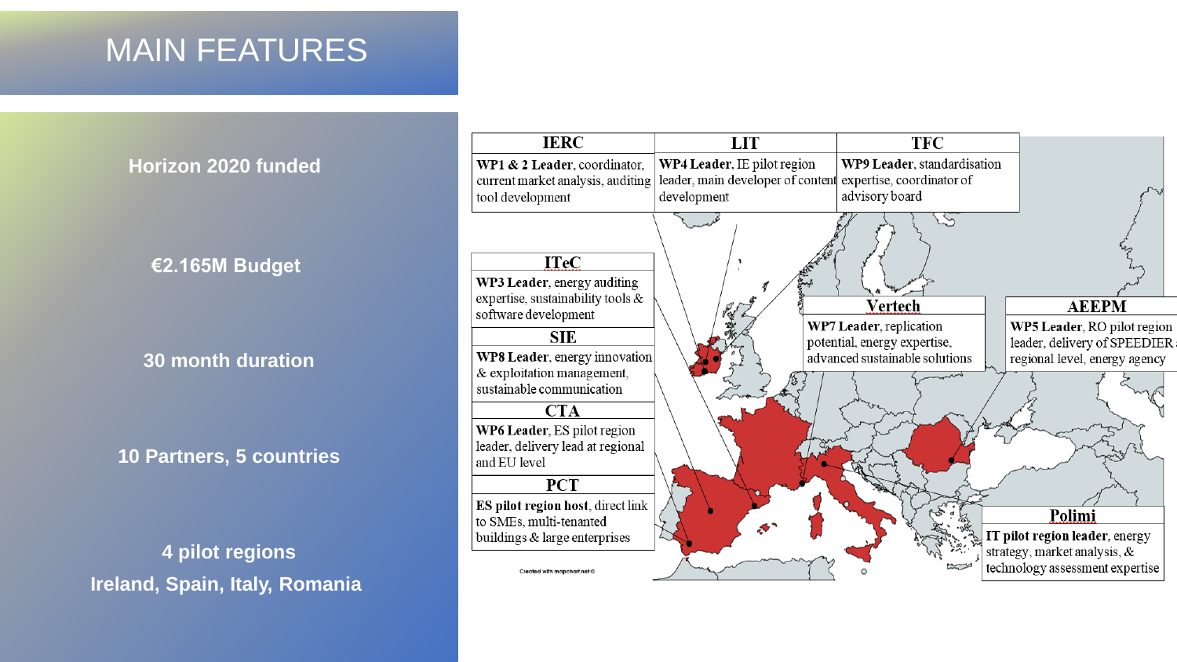# MAIN FEATURES

**Horizon 2020 funded**

**€2.165M Budget**

**30 month duration**

**10 Partners, 5 countries**

**4 pilot regions**
**Ireland, Spain, Italy, Romania**

| IERC | LIT | TFC |
|---|---|---|
| **WP1 & 2 Leader**, coordinator, current market analysis, auditing tool development | **WP4 Leader**, IE pilot region leader, main developer of content development | **WP9 Leader**, standardisation expertise, coordinator of advisory board |

**ITeC**
**WP3 Leader**, energy auditing expertise, sustainability tools & software development

**SIE**
**WP8 Leader**, energy innovation & exploitation management, sustainable communication

**CTA**
**WP6 Leader**, ES pilot region leader, delivery lead at regional and EU level

**PCT**
**ES pilot region host**, direct link to SMEs, multi-tenanted buildings & large enterprises

**Vertech**
**WP7 Leader**, replication potential, energy expertise, advanced sustainable solutions

**AEEPM**
**WP5 Leader**, RO pilot region leader, delivery of SPEEDIER at regional level, energy agency

**Polimi**
**IT pilot region leader**, energy strategy, market analysis, & technology assessment expertise

Created with mapchart.net ©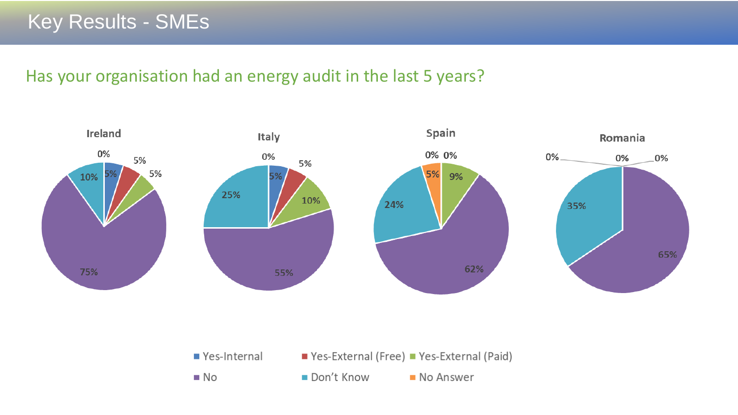# Key Results - SMEs

## Has your organisation had an energy audit in the last 5 years?

| Response | Ireland | Italy | Spain | Romania |
|---|---|---|---|---|
| Yes-Internal | 5% | 5% | 0% | 0% |
| Yes-External (Free) | 5% | 5% | 0% | 0% |
| Yes-External (Paid) | 5% | 10% | 9% | 0% |
| No | 75% | 55% | 62% | 65% |
| Don't Know | 10% | 25% | 24% | 35% |
| No Answer | 0% | 0% | 5% | |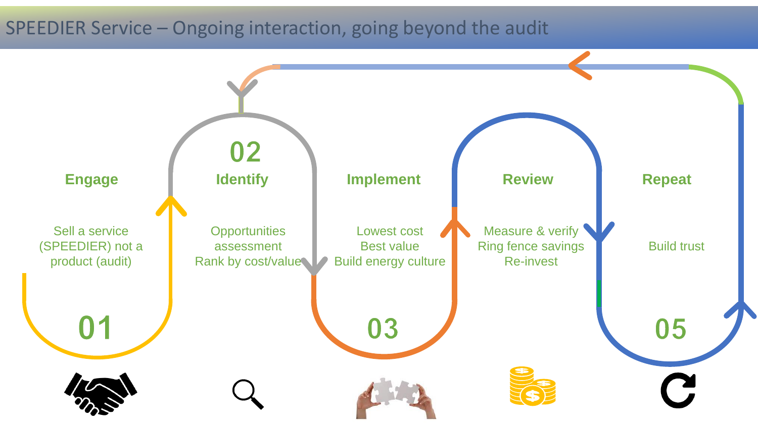# SPEEDIER Service – Ongoing interaction, going beyond the audit

## 01 Engage

Sell a service (SPEEDIER) not a product (audit)

## 02 Identify

Opportunities assessment
Rank by cost/value

## 03 Implement

Lowest cost
Best value
Build energy culture

## Review

Measure & verify
Ring fence savings
Re-invest

## 05 Repeat

Build trust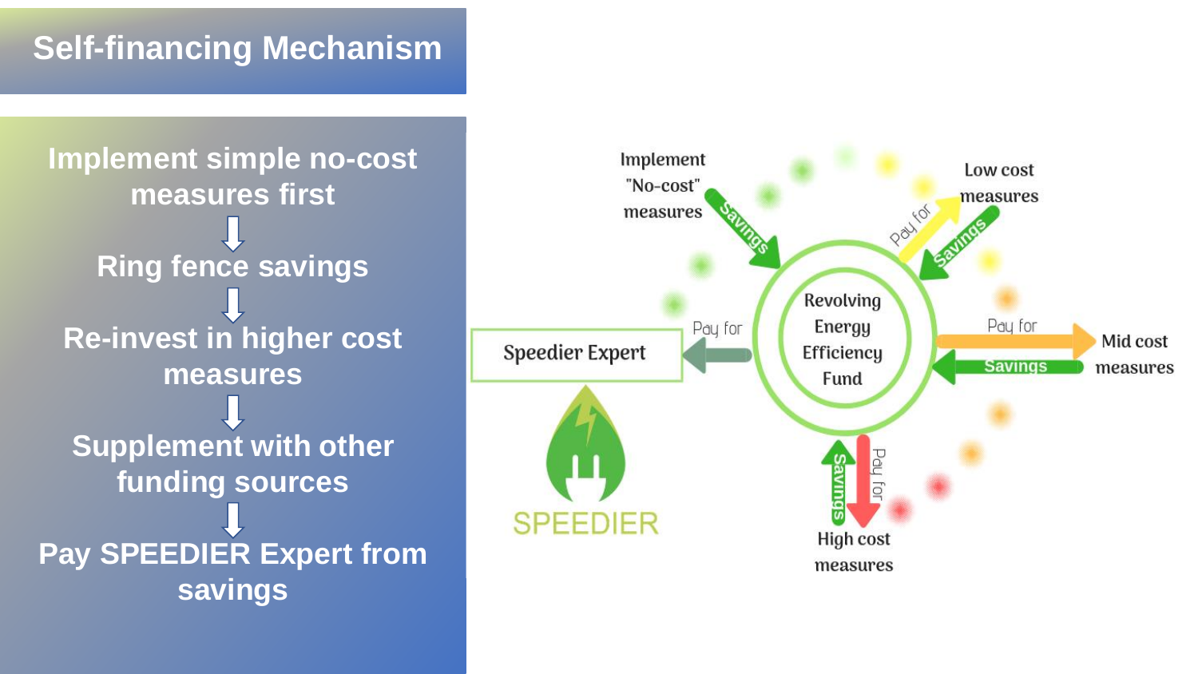# Self-financing Mechanism

Implement simple no-cost measures first

⇩

Ring fence savings

⇩

Re-invest in higher cost measures

⇩

Supplement with other funding sources

⇩

Pay SPEEDIER Expert from savings

Implement "No-cost" measures

Savings

Low cost measures

Pay for

Savings

Revolving Energy Efficiency Fund

Speedier Expert

Pay for

Pay for

Mid cost measures

Savings

Savings

Pay for

High cost measures

SPEEDIER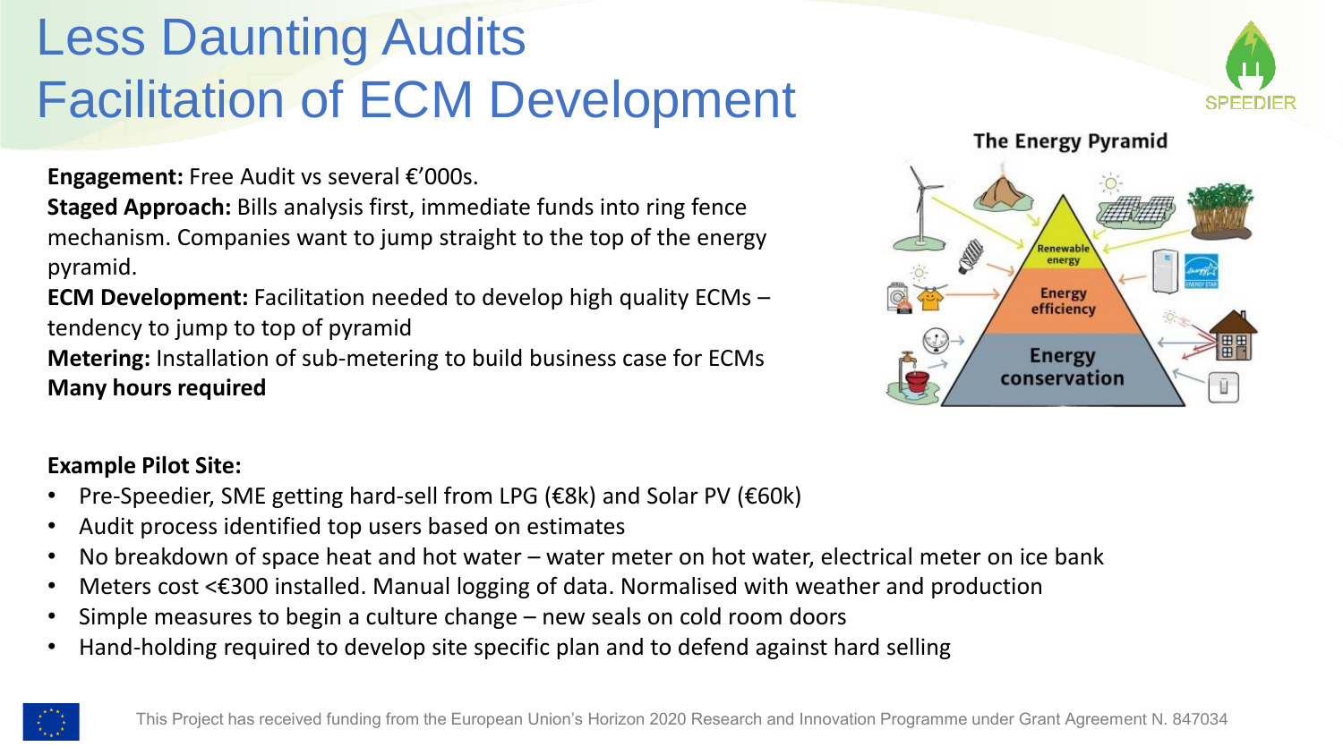# Less Daunting Audits
# Facilitation of ECM Development

**Engagement:** Free Audit vs several €'000s.
**Staged Approach:** Bills analysis first, immediate funds into ring fence mechanism. Companies want to jump straight to the top of the energy pyramid.
**ECM Development:** Facilitation needed to develop high quality ECMs – tendency to jump to top of pyramid
**Metering:** Installation of sub-metering to build business case for ECMs
**Many hours required**

The Energy Pyramid

Renewable energy

Energy efficiency

Energy conservation

**Example Pilot Site:**

- Pre-Speedier, SME getting hard-sell from LPG (€8k) and Solar PV (€60k)
- Audit process identified top users based on estimates
- No breakdown of space heat and hot water – water meter on hot water, electrical meter on ice bank
- Meters cost <€300 installed. Manual logging of data. Normalised with weather and production
- Simple measures to begin a culture change – new seals on cold room doors
- Hand-holding required to develop site specific plan and to defend against hard selling

This Project has received funding from the European Union's Horizon 2020 Research and Innovation Programme under Grant Agreement N. 847034